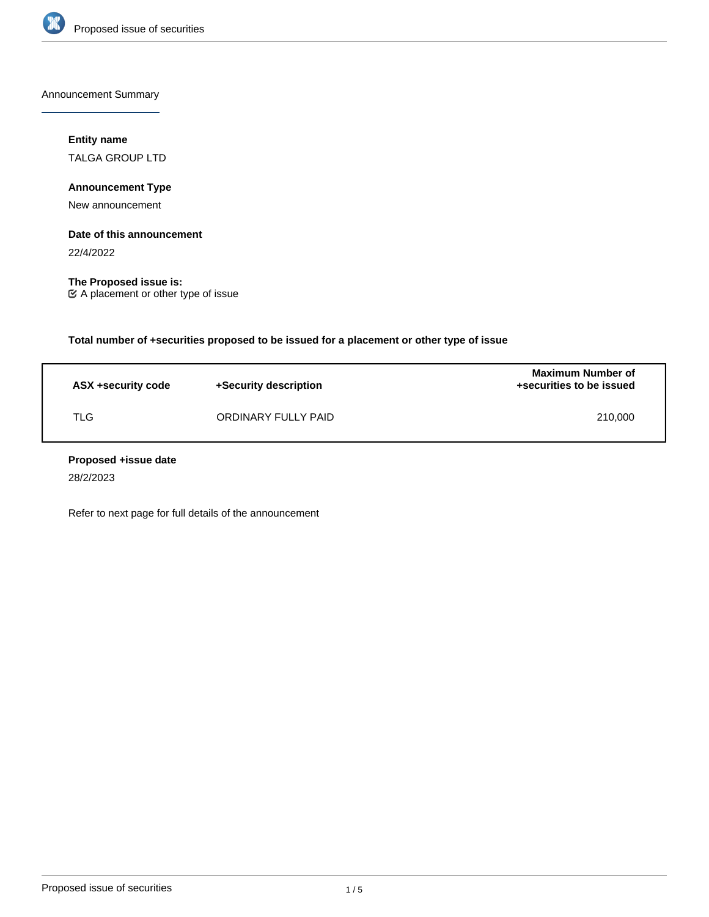Announcement Summary

**Entity name**

TALGA GROUP LTD

**Announcement Type**

New announcement

**Date of this announcement**

22/4/2022

**The Proposed issue is:**

☑ A placement or other type of issue

**Total number of +securities proposed to be issued for a placement or other type of issue**

| ASX +security code | +Security description | Maximum Number of +securities to be issued |
| --- | --- | --- |
| TLG | ORDINARY FULLY PAID | 210,000 |

**Proposed +issue date**

28/2/2023

Refer to next page for full details of the announcement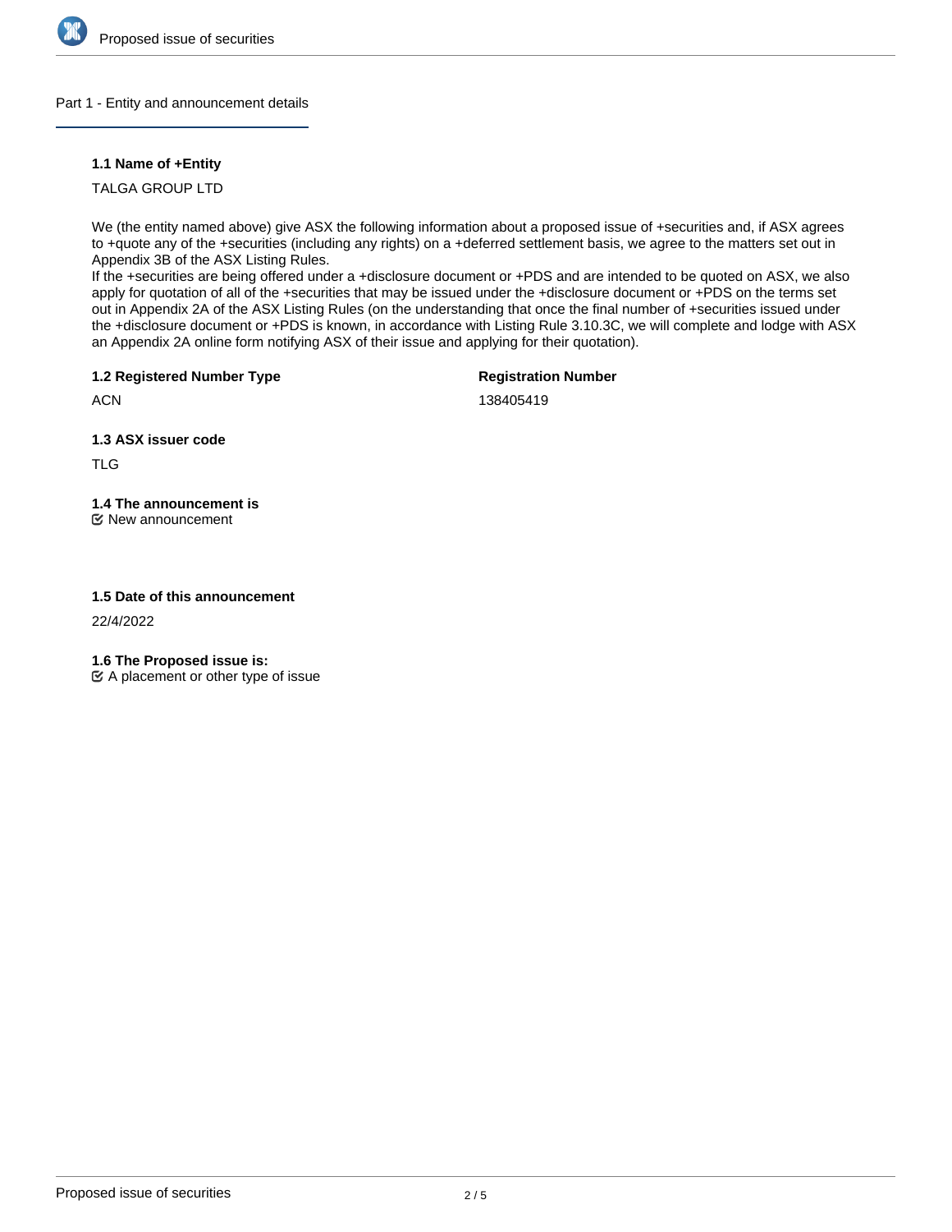## Part 1 - Entity and announcement details

### 1.1 Name of +Entity

TALGA GROUP LTD

We (the entity named above) give ASX the following information about a proposed issue of +securities and, if ASX agrees to +quote any of the +securities (including any rights) on a +deferred settlement basis, we agree to the matters set out in Appendix 3B of the ASX Listing Rules.
If the +securities are being offered under a +disclosure document or +PDS and are intended to be quoted on ASX, we also apply for quotation of all of the +securities that may be issued under the +disclosure document or +PDS on the terms set out in Appendix 2A of the ASX Listing Rules (on the understanding that once the final number of +securities issued under the +disclosure document or +PDS is known, in accordance with Listing Rule 3.10.3C, we will complete and lodge with ASX an Appendix 2A online form notifying ASX of their issue and applying for their quotation).

### 1.2 Registered Number Type

ACN

### Registration Number

138405419

### 1.3 ASX issuer code

TLG

### 1.4 The announcement is

☑ New announcement

### 1.5 Date of this announcement

22/4/2022

### 1.6 The Proposed issue is:

☑ A placement or other type of issue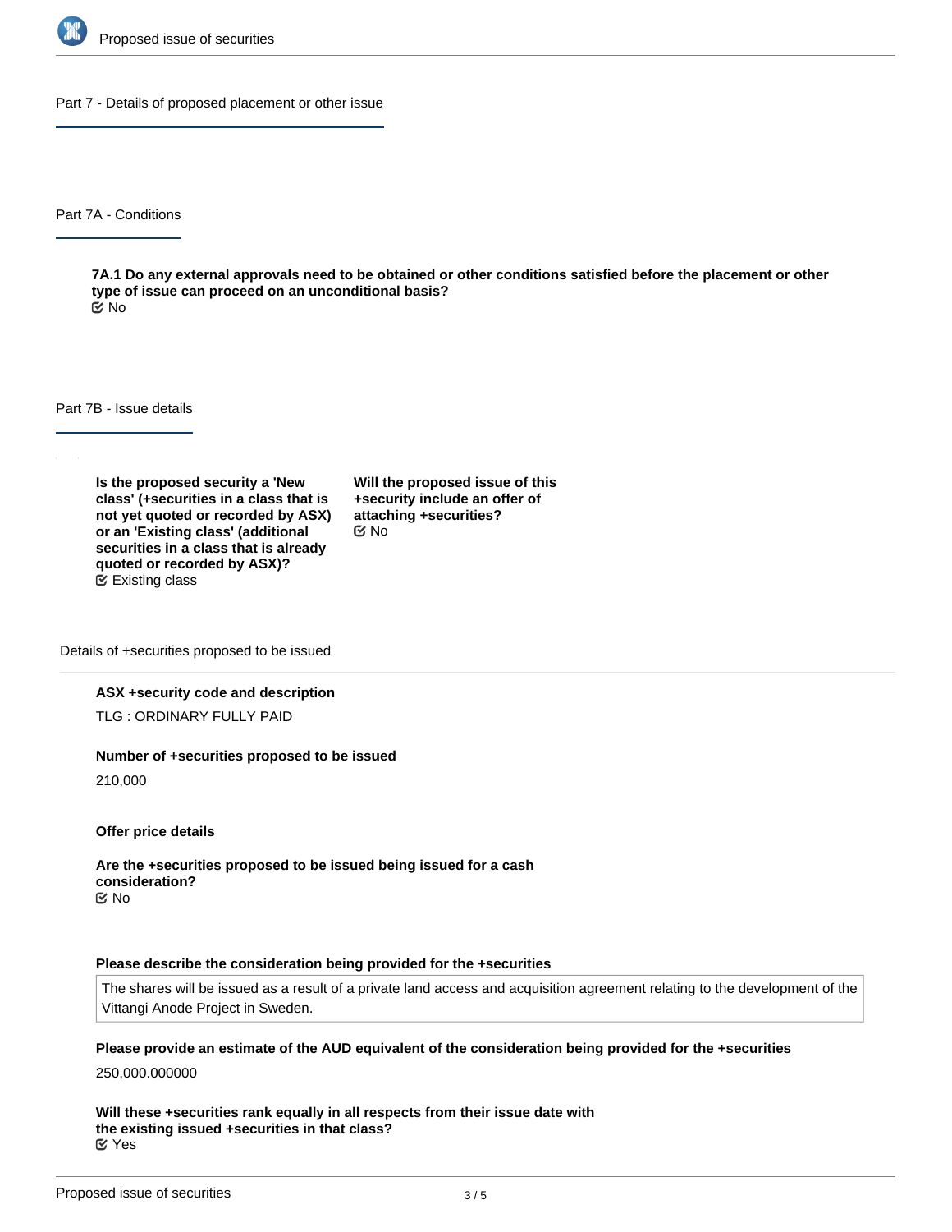## Part 7 - Details of proposed placement or other issue

### Part 7A - Conditions

**7A.1 Do any external approvals need to be obtained or other conditions satisfied before the placement or other type of issue can proceed on an unconditional basis?**

No

### Part 7B - Issue details

**Is the proposed security a 'New class' (+securities in a class that is not yet quoted or recorded by ASX) or an 'Existing class' (additional securities in a class that is already quoted or recorded by ASX)?**

Existing class

**Will the proposed issue of this +security include an offer of attaching +securities?**

No

#### Details of +securities proposed to be issued

**ASX +security code and description**

TLG : ORDINARY FULLY PAID

**Number of +securities proposed to be issued**

210,000

**Offer price details**

**Are the +securities proposed to be issued being issued for a cash consideration?**

No

**Please describe the consideration being provided for the +securities**

The shares will be issued as a result of a private land access and acquisition agreement relating to the development of the Vittangi Anode Project in Sweden.

**Please provide an estimate of the AUD equivalent of the consideration being provided for the +securities**

250,000.000000

**Will these +securities rank equally in all respects from their issue date with the existing issued +securities in that class?**

Yes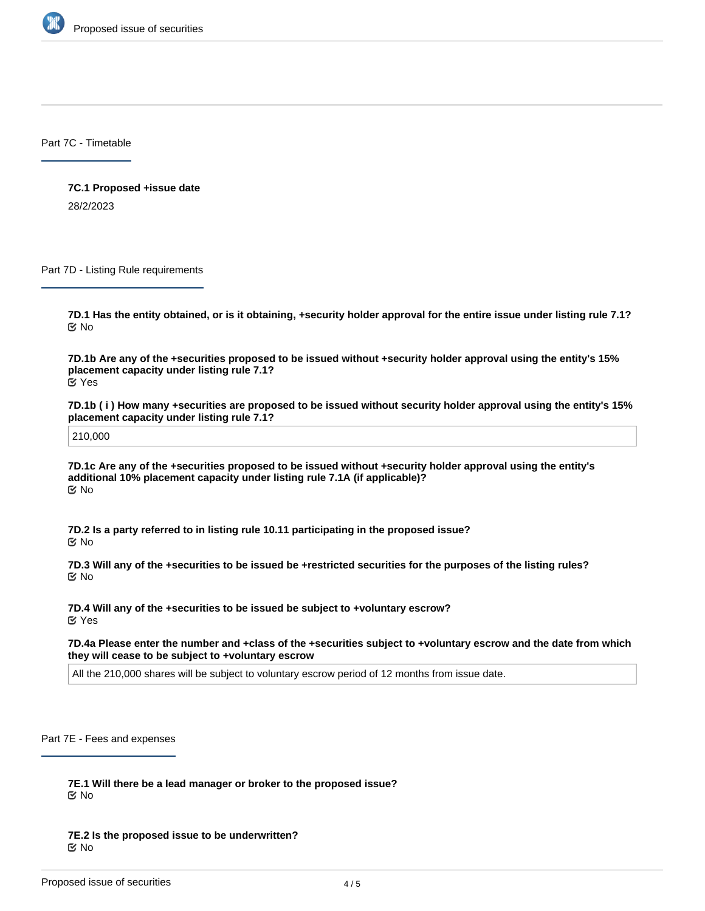## Part 7C - Timetable

**7C.1 Proposed +issue date**

28/2/2023

## Part 7D - Listing Rule requirements

**7D.1 Has the entity obtained, or is it obtaining, +security holder approval for the entire issue under listing rule 7.1?**

No

**7D.1b Are any of the +securities proposed to be issued without +security holder approval using the entity's 15% placement capacity under listing rule 7.1?**

Yes

**7D.1b ( i ) How many +securities are proposed to be issued without security holder approval using the entity's 15% placement capacity under listing rule 7.1?**

210,000

**7D.1c Are any of the +securities proposed to be issued without +security holder approval using the entity's additional 10% placement capacity under listing rule 7.1A (if applicable)?**

No

**7D.2 Is a party referred to in listing rule 10.11 participating in the proposed issue?**

No

**7D.3 Will any of the +securities to be issued be +restricted securities for the purposes of the listing rules?**

No

**7D.4 Will any of the +securities to be issued be subject to +voluntary escrow?**

Yes

**7D.4a Please enter the number and +class of the +securities subject to +voluntary escrow and the date from which they will cease to be subject to +voluntary escrow**

All the 210,000 shares will be subject to voluntary escrow period of 12 months from issue date.

## Part 7E - Fees and expenses

**7E.1 Will there be a lead manager or broker to the proposed issue?**

No

**7E.2 Is the proposed issue to be underwritten?**

No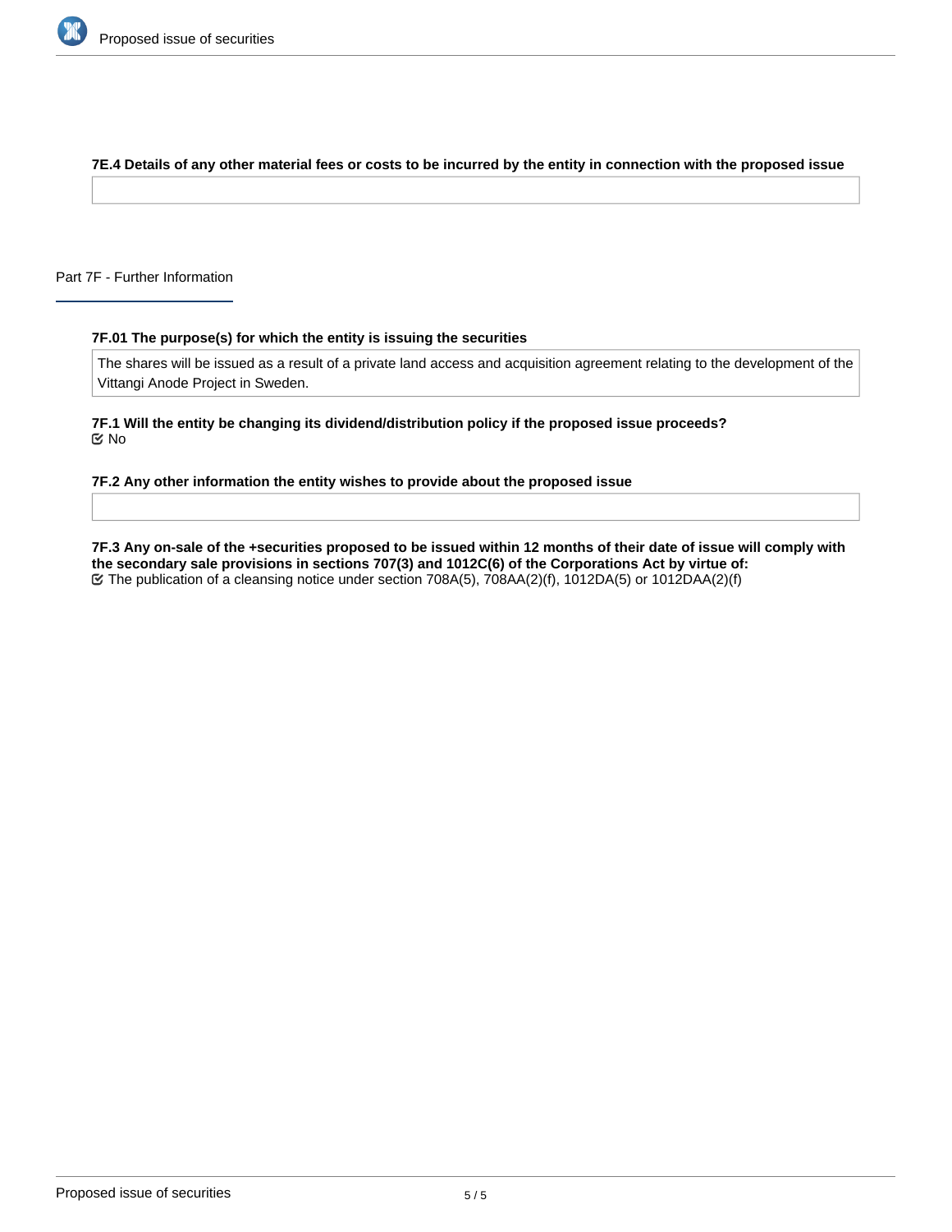**7E.4 Details of any other material fees or costs to be incurred by the entity in connection with the proposed issue**

## Part 7F - Further Information

**7F.01 The purpose(s) for which the entity is issuing the securities**

The shares will be issued as a result of a private land access and acquisition agreement relating to the development of the Vittangi Anode Project in Sweden.

**7F.1 Will the entity be changing its dividend/distribution policy if the proposed issue proceeds?**

☑ No

**7F.2 Any other information the entity wishes to provide about the proposed issue**

**7F.3 Any on-sale of the +securities proposed to be issued within 12 months of their date of issue will comply with the secondary sale provisions in sections 707(3) and 1012C(6) of the Corporations Act by virtue of:**

☑ The publication of a cleansing notice under section 708A(5), 708AA(2)(f), 1012DA(5) or 1012DAA(2)(f)